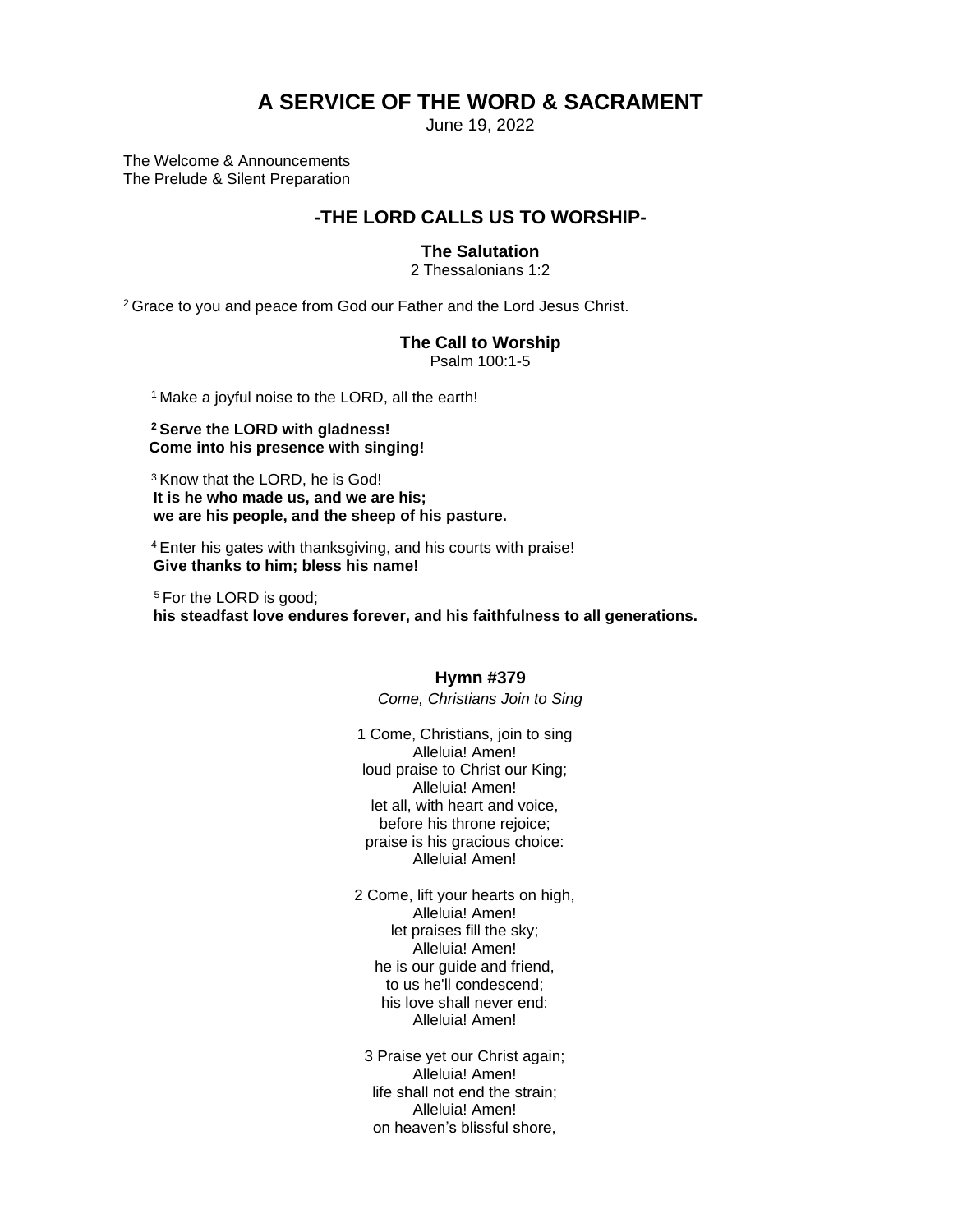# A SERVICE OF THE WORD & SACRAMENT

June 19, 2022

The Welcome & Announcements
The Prelude & Silent Preparation

## -THE LORD CALLS US TO WORSHIP-

### The Salutation

2 Thessalonians 1:2

[2] Grace to you and peace from God our Father and the Lord Jesus Christ.

### The Call to Worship

Psalm 100:1-5

[1] Make a joyful noise to the LORD, all the earth!

**[2] Serve the LORD with gladness!**
**Come into his presence with singing!**

[3] Know that the LORD, he is God!
**It is he who made us, and we are his;**
**we are his people, and the sheep of his pasture.**

[4] Enter his gates with thanksgiving, and his courts with praise!
**Give thanks to him; bless his name!**

[5] For the LORD is good;
**his steadfast love endures forever, and his faithfulness to all generations.**

### Hymn #379

*Come, Christians Join to Sing*

1 Come, Christians, join to sing
Alleluia! Amen!
loud praise to Christ our King;
Alleluia! Amen!
let all, with heart and voice,
before his throne rejoice;
praise is his gracious choice:
Alleluia! Amen!

2 Come, lift your hearts on high,
Alleluia! Amen!
let praises fill the sky;
Alleluia! Amen!
he is our guide and friend,
to us he'll condescend;
his love shall never end:
Alleluia! Amen!

3 Praise yet our Christ again;
Alleluia! Amen!
life shall not end the strain;
Alleluia! Amen!
on heaven's blissful shore,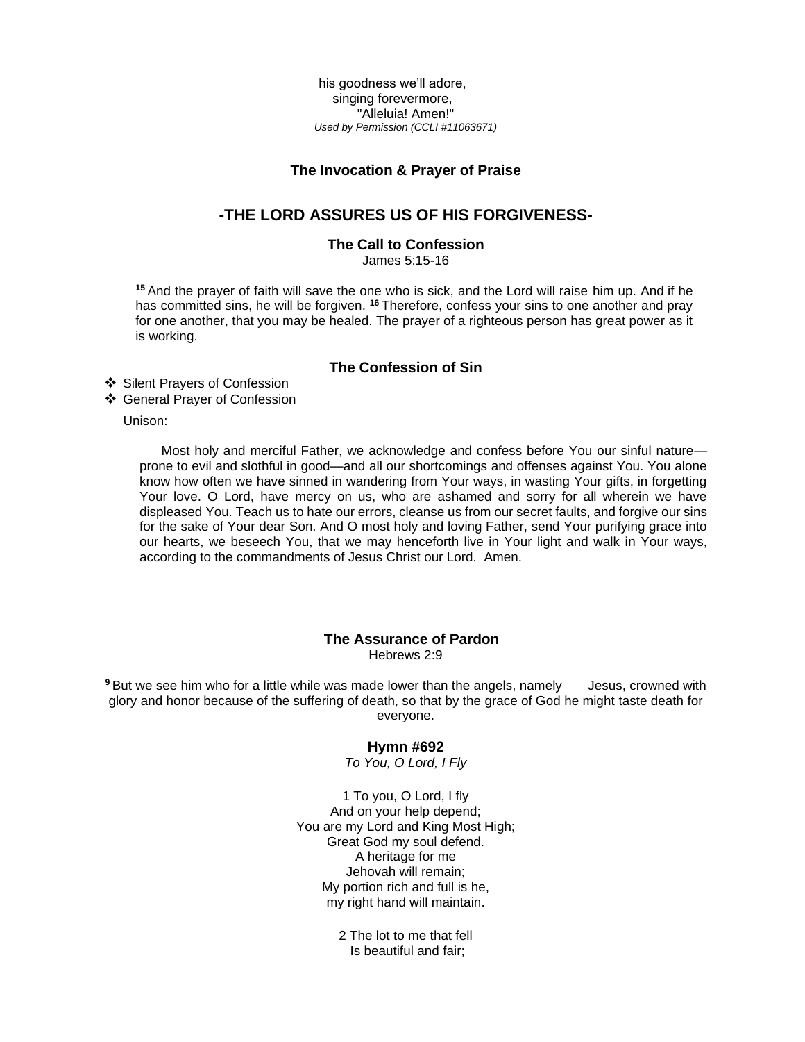his goodness we'll adore,
singing forevermore,
"Alleluia! Amen!"
*Used by Permission (CCLI #11063671)*

### The Invocation & Prayer of Praise

## -THE LORD ASSURES US OF HIS FORGIVENESS-

### The Call to Confession

James 5:15-16

[15] And the prayer of faith will save the one who is sick, and the Lord will raise him up. And if he has committed sins, he will be forgiven. [16] Therefore, confess your sins to one another and pray for one another, that you may be healed. The prayer of a righteous person has great power as it is working.

### The Confession of Sin

- Silent Prayers of Confession
- General Prayer of Confession

Unison:

Most holy and merciful Father, we acknowledge and confess before You our sinful nature—prone to evil and slothful in good—and all our shortcomings and offenses against You. You alone know how often we have sinned in wandering from Your ways, in wasting Your gifts, in forgetting Your love. O Lord, have mercy on us, who are ashamed and sorry for all wherein we have displeased You. Teach us to hate our errors, cleanse us from our secret faults, and forgive our sins for the sake of Your dear Son. And O most holy and loving Father, send Your purifying grace into our hearts, we beseech You, that we may henceforth live in Your light and walk in Your ways, according to the commandments of Jesus Christ our Lord. Amen.

### The Assurance of Pardon

Hebrews 2:9

[9] But we see him who for a little while was made lower than the angels, namely Jesus, crowned with glory and honor because of the suffering of death, so that by the grace of God he might taste death for everyone.

### Hymn #692

*To You, O Lord, I Fly*

1 To you, O Lord, I fly
And on your help depend;
You are my Lord and King Most High;
Great God my soul defend.
A heritage for me
Jehovah will remain;
My portion rich and full is he,
my right hand will maintain.

2 The lot to me that fell
Is beautiful and fair;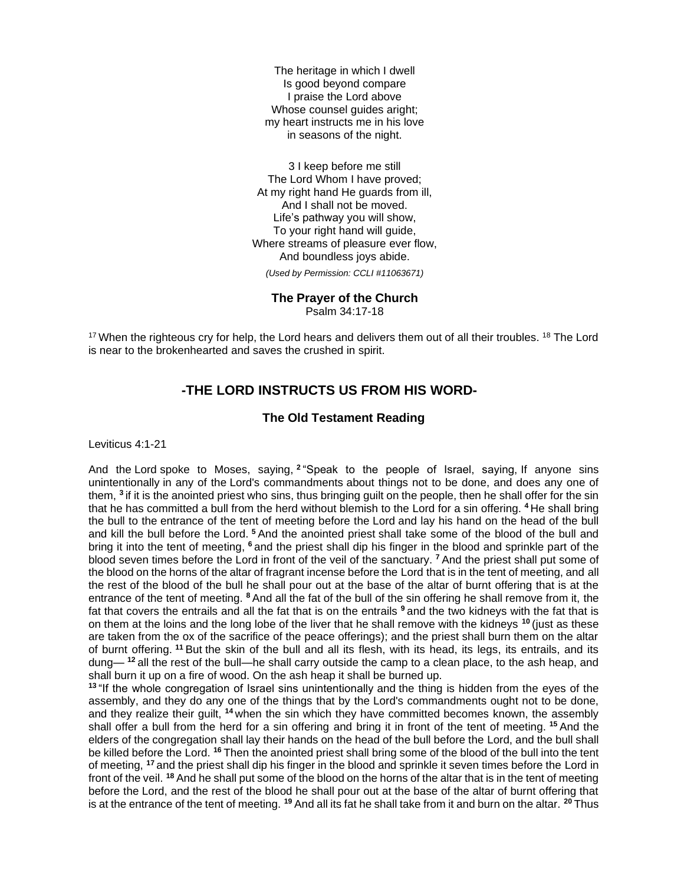The heritage in which I dwell
Is good beyond compare
I praise the Lord above
Whose counsel guides aright;
my heart instructs me in his love
in seasons of the night.

3 I keep before me still
The Lord Whom I have proved;
At my right hand He guards from ill,
And I shall not be moved.
Life's pathway you will show,
To your right hand will guide,
Where streams of pleasure ever flow,
And boundless joys abide.

*(Used by Permission: CCLI #11063671)*

**The Prayer of the Church**

Psalm 34:17-18

[17] When the righteous cry for help, the Lord hears and delivers them out of all their troubles. [18] The Lord is near to the brokenhearted and saves the crushed in spirit.

## -THE LORD INSTRUCTS US FROM HIS WORD-

### The Old Testament Reading

Leviticus 4:1-21

And the Lord spoke to Moses, saying, **[2]** "Speak to the people of Israel, saying, If anyone sins unintentionally in any of the Lord's commandments about things not to be done, and does any one of them, **[3]** if it is the anointed priest who sins, thus bringing guilt on the people, then he shall offer for the sin that he has committed a bull from the herd without blemish to the Lord for a sin offering. **[4]** He shall bring the bull to the entrance of the tent of meeting before the Lord and lay his hand on the head of the bull and kill the bull before the Lord. **[5]** And the anointed priest shall take some of the blood of the bull and bring it into the tent of meeting, **[6]** and the priest shall dip his finger in the blood and sprinkle part of the blood seven times before the Lord in front of the veil of the sanctuary. **[7]** And the priest shall put some of the blood on the horns of the altar of fragrant incense before the Lord that is in the tent of meeting, and all the rest of the blood of the bull he shall pour out at the base of the altar of burnt offering that is at the entrance of the tent of meeting. **[8]** And all the fat of the bull of the sin offering he shall remove from it, the fat that covers the entrails and all the fat that is on the entrails **[9]** and the two kidneys with the fat that is on them at the loins and the long lobe of the liver that he shall remove with the kidneys **[10]** (just as these are taken from the ox of the sacrifice of the peace offerings); and the priest shall burn them on the altar of burnt offering. **[11]** But the skin of the bull and all its flesh, with its head, its legs, its entrails, and its dung— **[12]** all the rest of the bull—he shall carry outside the camp to a clean place, to the ash heap, and shall burn it up on a fire of wood. On the ash heap it shall be burned up.

**[13]** "If the whole congregation of Israel sins unintentionally and the thing is hidden from the eyes of the assembly, and they do any one of the things that by the Lord's commandments ought not to be done, and they realize their guilt, **[14]** when the sin which they have committed becomes known, the assembly shall offer a bull from the herd for a sin offering and bring it in front of the tent of meeting. **[15]** And the elders of the congregation shall lay their hands on the head of the bull before the Lord, and the bull shall be killed before the Lord. **[16]** Then the anointed priest shall bring some of the blood of the bull into the tent of meeting, **[17]** and the priest shall dip his finger in the blood and sprinkle it seven times before the Lord in front of the veil. **[18]** And he shall put some of the blood on the horns of the altar that is in the tent of meeting before the Lord, and the rest of the blood he shall pour out at the base of the altar of burnt offering that is at the entrance of the tent of meeting. **[19]** And all its fat he shall take from it and burn on the altar. **[20]** Thus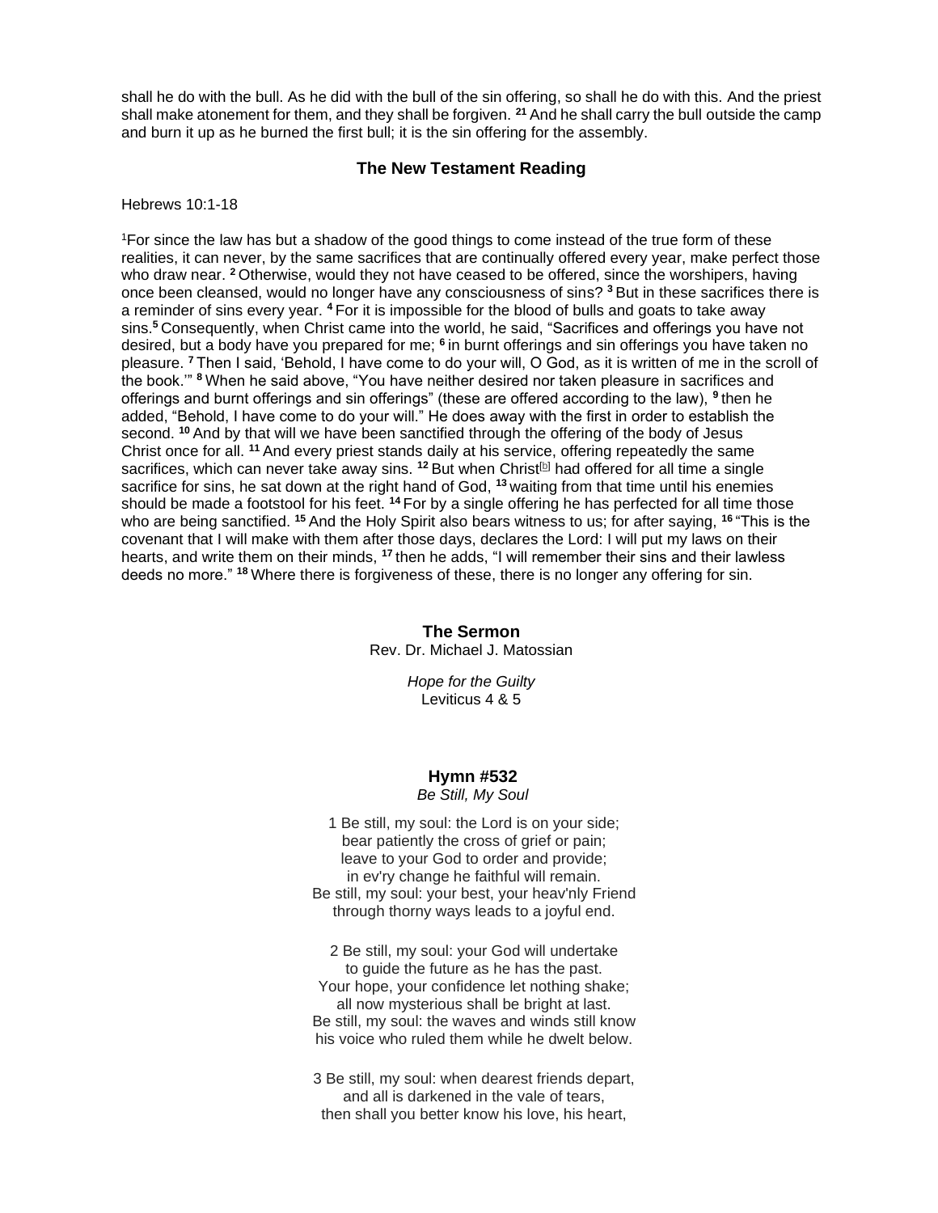shall he do with the bull. As he did with the bull of the sin offering, so shall he do with this. And the priest shall make atonement for them, and they shall be forgiven. **21** And he shall carry the bull outside the camp and burn it up as he burned the first bull; it is the sin offering for the assembly.

## The New Testament Reading

Hebrews 10:1-18

[1]For since the law has but a shadow of the good things to come instead of the true form of these realities, it can never, by the same sacrifices that are continually offered every year, make perfect those who draw near. **2** Otherwise, would they not have ceased to be offered, since the worshipers, having once been cleansed, would no longer have any consciousness of sins? **3** But in these sacrifices there is a reminder of sins every year. **4** For it is impossible for the blood of bulls and goats to take away sins.**5** Consequently, when Christ came into the world, he said, "Sacrifices and offerings you have not desired, but a body have you prepared for me; **6** in burnt offerings and sin offerings you have taken no pleasure. **7** Then I said, 'Behold, I have come to do your will, O God, as it is written of me in the scroll of the book.'" **8** When he said above, "You have neither desired nor taken pleasure in sacrifices and offerings and burnt offerings and sin offerings" (these are offered according to the law), **9** then he added, "Behold, I have come to do your will." He does away with the first in order to establish the second. **10** And by that will we have been sanctified through the offering of the body of Jesus Christ once for all. **11** And every priest stands daily at his service, offering repeatedly the same sacrifices, which can never take away sins. **12** But when Christ[b] had offered for all time a single sacrifice for sins, he sat down at the right hand of God, **13** waiting from that time until his enemies should be made a footstool for his feet. **14** For by a single offering he has perfected for all time those who are being sanctified. **15** And the Holy Spirit also bears witness to us; for after saying, **16** "This is the covenant that I will make with them after those days, declares the Lord: I will put my laws on their hearts, and write them on their minds, **17** then he adds, "I will remember their sins and their lawless deeds no more." **18** Where there is forgiveness of these, there is no longer any offering for sin.

## The Sermon

Rev. Dr. Michael J. Matossian

*Hope for the Guilty*
Leviticus 4 & 5

## Hymn #532

*Be Still, My Soul*

1 Be still, my soul: the Lord is on your side;
bear patiently the cross of grief or pain;
leave to your God to order and provide;
in ev'ry change he faithful will remain.
Be still, my soul: your best, your heav'nly Friend
through thorny ways leads to a joyful end.

2 Be still, my soul: your God will undertake
to guide the future as he has the past.
Your hope, your confidence let nothing shake;
all now mysterious shall be bright at last.
Be still, my soul: the waves and winds still know
his voice who ruled them while he dwelt below.

3 Be still, my soul: when dearest friends depart,
and all is darkened in the vale of tears,
then shall you better know his love, his heart,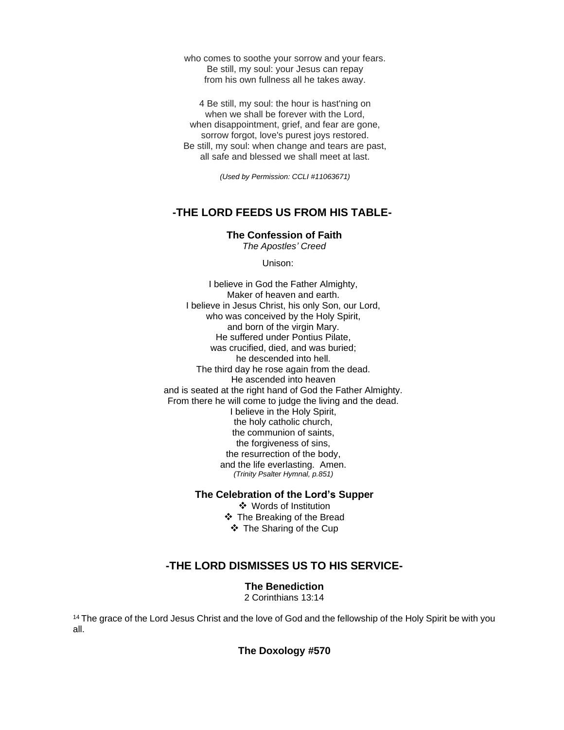who comes to soothe your sorrow and your fears.
Be still, my soul: your Jesus can repay
from his own fullness all he takes away.

4 Be still, my soul: the hour is hast'ning on
when we shall be forever with the Lord,
when disappointment, grief, and fear are gone,
sorrow forgot, love's purest joys restored.
Be still, my soul: when change and tears are past,
all safe and blessed we shall meet at last.

*(Used by Permission: CCLI #11063671)*

## -THE LORD FEEDS US FROM HIS TABLE-

### The Confession of Faith

*The Apostles' Creed*

Unison:

I believe in God the Father Almighty,
Maker of heaven and earth.
I believe in Jesus Christ, his only Son, our Lord,
who was conceived by the Holy Spirit,
and born of the virgin Mary.
He suffered under Pontius Pilate,
was crucified, died, and was buried;
he descended into hell.
The third day he rose again from the dead.
He ascended into heaven
and is seated at the right hand of God the Father Almighty.
From there he will come to judge the living and the dead.
I believe in the Holy Spirit,
the holy catholic church,
the communion of saints,
the forgiveness of sins,
the resurrection of the body,
and the life everlasting. Amen.
*(Trinity Psalter Hymnal, p.851)*

### The Celebration of the Lord's Supper

- ❖ Words of Institution
- ❖ The Breaking of the Bread
- ❖ The Sharing of the Cup

## -THE LORD DISMISSES US TO HIS SERVICE-

### The Benediction

2 Corinthians 13:14

14 The grace of the Lord Jesus Christ and the love of God and the fellowship of the Holy Spirit be with you all.

### The Doxology #570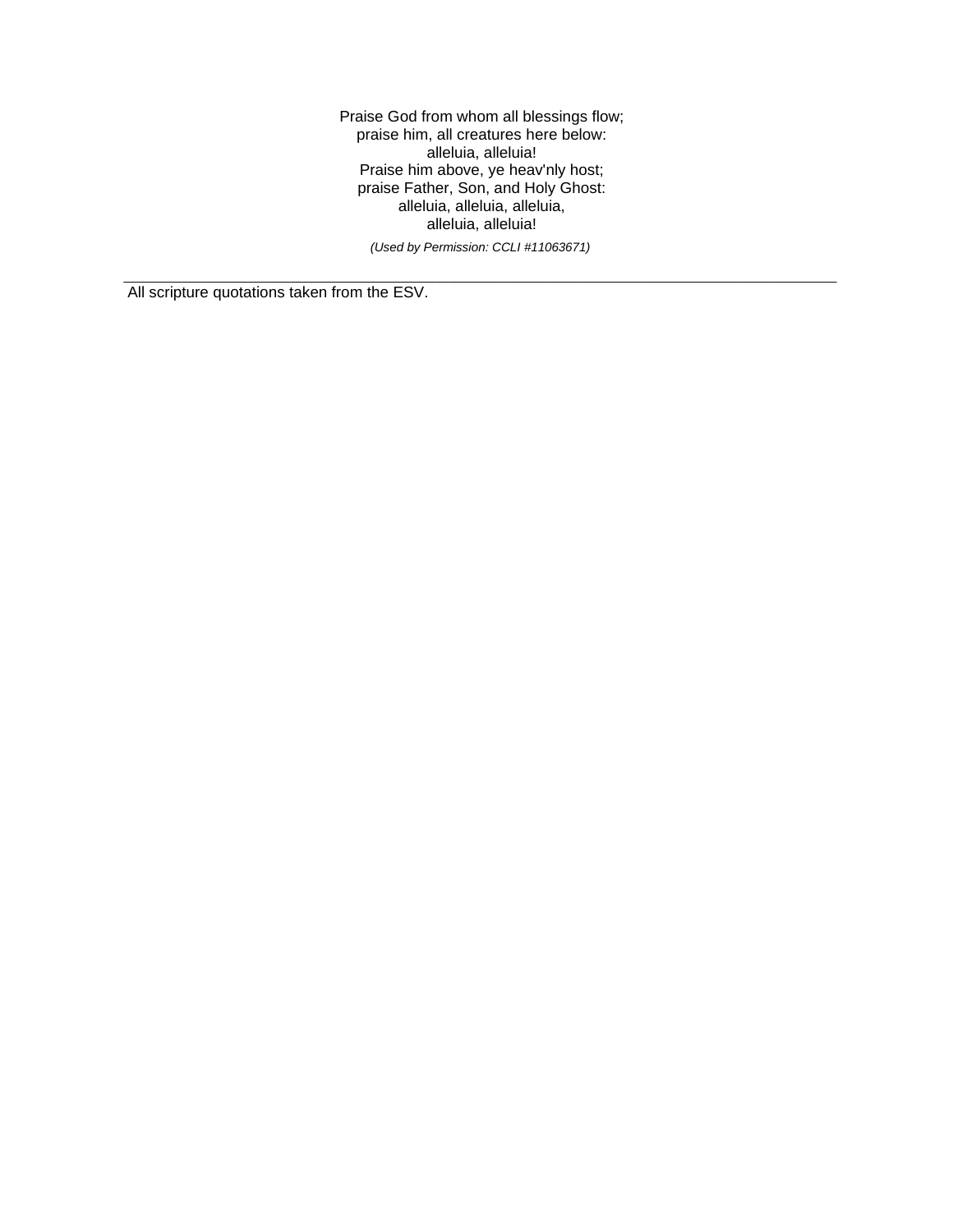Praise God from whom all blessings flow;
praise him, all creatures here below:
alleluia, alleluia!
Praise him above, ye heav'nly host;
praise Father, Son, and Holy Ghost:
alleluia, alleluia, alleluia,
alleluia, alleluia!

*(Used by Permission: CCLI #11063671)*

---

All scripture quotations taken from the ESV.